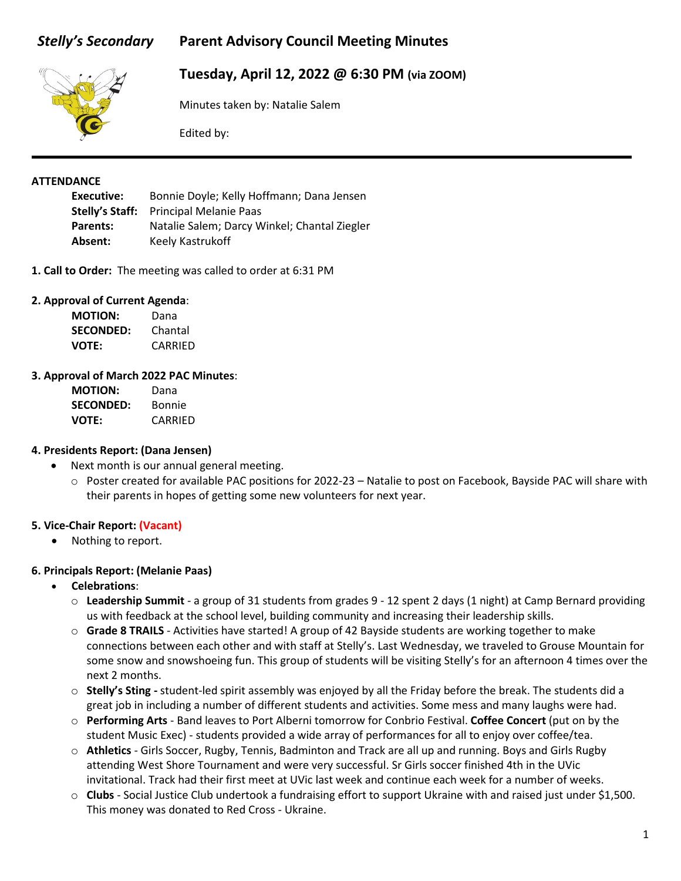# *Stelly's Secondary* Parent Advisory Council Meeting Minutes

## Tuesday, April 12, 2022 @ 6:30 PM (via ZOOM)

Minutes taken by: Natalie Salem

Edited by:

---

**ATTENDANCE**

| | |
|---|---|
| **Executive:** | Bonnie Doyle; Kelly Hoffmann; Dana Jensen |
| **Stelly's Staff:** | Principal Melanie Paas |
| **Parents:** | Natalie Salem; Darcy Winkel; Chantal Ziegler |
| **Absent:** | Keely Kastrukoff |

**1. Call to Order:** The meeting was called to order at 6:31 PM

**2. Approval of Current Agenda**:

| | |
|---|---|
| **MOTION:** | Dana |
| **SECONDED:** | Chantal |
| **VOTE:** | CARRIED |

**3. Approval of March 2022 PAC Minutes**:

| | |
|---|---|
| **MOTION:** | Dana |
| **SECONDED:** | Bonnie |
| **VOTE:** | CARRIED |

**4. Presidents Report: (Dana Jensen)**

- Next month is our annual general meeting.
  - Poster created for available PAC positions for 2022-23 – Natalie to post on Facebook, Bayside PAC will share with their parents in hopes of getting some new volunteers for next year.

**5. Vice-Chair Report: (Vacant)**

- Nothing to report.

**6. Principals Report: (Melanie Paas)**

- **Celebrations**:
  - **Leadership Summit** - a group of 31 students from grades 9 - 12 spent 2 days (1 night) at Camp Bernard providing us with feedback at the school level, building community and increasing their leadership skills.
  - **Grade 8 TRAILS** - Activities have started! A group of 42 Bayside students are working together to make connections between each other and with staff at Stelly's. Last Wednesday, we traveled to Grouse Mountain for some snow and snowshoeing fun. This group of students will be visiting Stelly's for an afternoon 4 times over the next 2 months.
  - **Stelly's Sting -** student-led spirit assembly was enjoyed by all the Friday before the break. The students did a great job in including a number of different students and activities. Some mess and many laughs were had.
  - **Performing Arts** - Band leaves to Port Alberni tomorrow for Conbrio Festival. **Coffee Concert** (put on by the student Music Exec) - students provided a wide array of performances for all to enjoy over coffee/tea.
  - **Athletics** - Girls Soccer, Rugby, Tennis, Badminton and Track are all up and running. Boys and Girls Rugby attending West Shore Tournament and were very successful. Sr Girls soccer finished 4th in the UVic invitational. Track had their first meet at UVic last week and continue each week for a number of weeks.
  - **Clubs** - Social Justice Club undertook a fundraising effort to support Ukraine with and raised just under $1,500. This money was donated to Red Cross - Ukraine.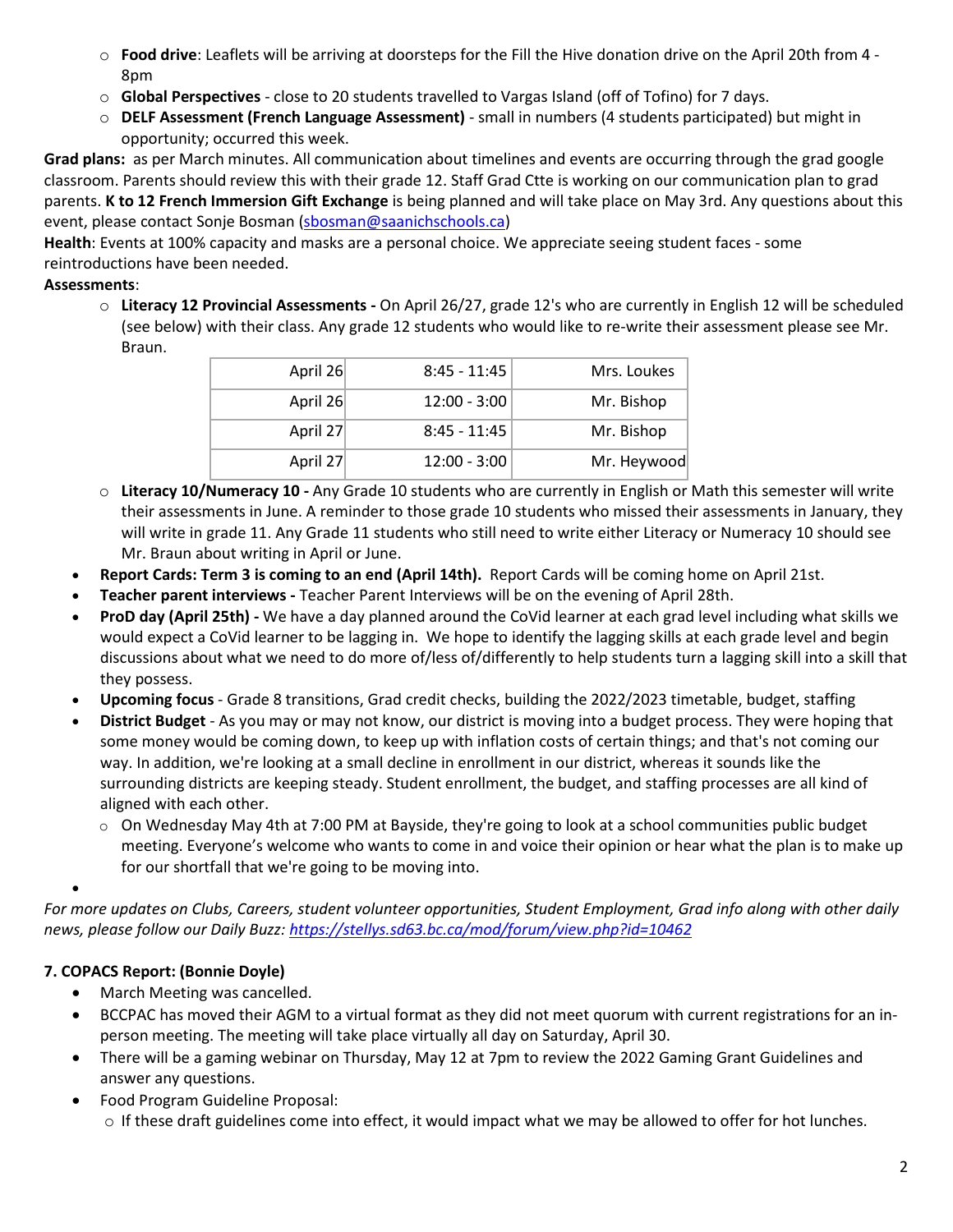- **Food drive**: Leaflets will be arriving at doorsteps for the Fill the Hive donation drive on the April 20th from 4 - 8pm
  - **Global Perspectives** - close to 20 students travelled to Vargas Island (off of Tofino) for 7 days.
  - **DELF Assessment (French Language Assessment)** - small in numbers (4 students participated) but might in opportunity; occurred this week.

**Grad plans:** as per March minutes. All communication about timelines and events are occurring through the grad google classroom. Parents should review this with their grade 12. Staff Grad Ctte is working on our communication plan to grad parents. **K to 12 French Immersion Gift Exchange** is being planned and will take place on May 3rd. Any questions about this event, please contact Sonje Bosman (sbosman@saanichschools.ca)

**Health**: Events at 100% capacity and masks are a personal choice. We appreciate seeing student faces - some reintroductions have been needed.

**Assessments**:

- **Literacy 12 Provincial Assessments -** On April 26/27, grade 12's who are currently in English 12 will be scheduled (see below) with their class. Any grade 12 students who would like to re-write their assessment please see Mr. Braun.

| | | |
|---|---|---|
| April 26 | 8:45 - 11:45 | Mrs. Loukes |
| April 26 | 12:00 - 3:00 | Mr. Bishop |
| April 27 | 8:45 - 11:45 | Mr. Bishop |
| April 27 | 12:00 - 3:00 | Mr. Heywood |

- **Literacy 10/Numeracy 10 -** Any Grade 10 students who are currently in English or Math this semester will write their assessments in June. A reminder to those grade 10 students who missed their assessments in January, they will write in grade 11. Any Grade 11 students who still need to write either Literacy or Numeracy 10 should see Mr. Braun about writing in April or June.

- **Report Cards: Term 3 is coming to an end (April 14th).** Report Cards will be coming home on April 21st.
- **Teacher parent interviews -** Teacher Parent Interviews will be on the evening of April 28th.
- **ProD day (April 25th) -** We have a day planned around the CoVid learner at each grad level including what skills we would expect a CoVid learner to be lagging in. We hope to identify the lagging skills at each grade level and begin discussions about what we need to do more of/less of/differently to help students turn a lagging skill into a skill that they possess.
- **Upcoming focus** - Grade 8 transitions, Grad credit checks, building the 2022/2023 timetable, budget, staffing
- **District Budget** - As you may or may not know, our district is moving into a budget process. They were hoping that some money would be coming down, to keep up with inflation costs of certain things; and that's not coming our way. In addition, we're looking at a small decline in enrollment in our district, whereas it sounds like the surrounding districts are keeping steady. Student enrollment, the budget, and staffing processes are all kind of aligned with each other.
  - On Wednesday May 4th at 7:00 PM at Bayside, they're going to look at a school communities public budget meeting. Everyone's welcome who wants to come in and voice their opinion or hear what the plan is to make up for our shortfall that we're going to be moving into.
- 

*For more updates on Clubs, Careers, student volunteer opportunities, Student Employment, Grad info along with other daily news, please follow our Daily Buzz: https://stellys.sd63.bc.ca/mod/forum/view.php?id=10462*

**7. COPACS Report: (Bonnie Doyle)**

- March Meeting was cancelled.
- BCCPAC has moved their AGM to a virtual format as they did not meet quorum with current registrations for an in-person meeting. The meeting will take place virtually all day on Saturday, April 30.
- There will be a gaming webinar on Thursday, May 12 at 7pm to review the 2022 Gaming Grant Guidelines and answer any questions.
- Food Program Guideline Proposal:
  - If these draft guidelines come into effect, it would impact what we may be allowed to offer for hot lunches.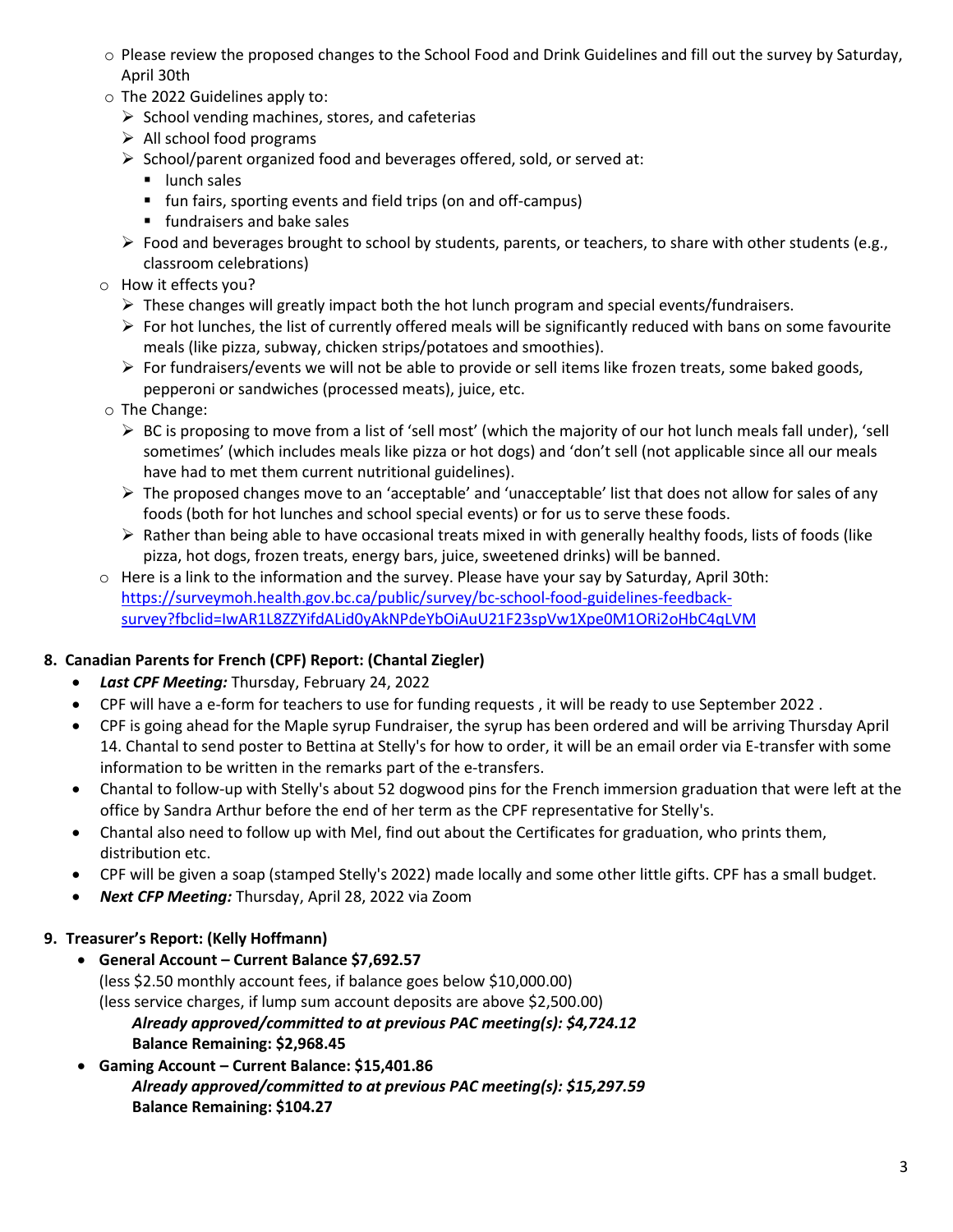- Please review the proposed changes to the School Food and Drink Guidelines and fill out the survey by Saturday, April 30th
- The 2022 Guidelines apply to:
  - School vending machines, stores, and cafeterias
  - All school food programs
  - School/parent organized food and beverages offered, sold, or served at:
    - lunch sales
    - fun fairs, sporting events and field trips (on and off-campus)
    - fundraisers and bake sales
  - Food and beverages brought to school by students, parents, or teachers, to share with other students (e.g., classroom celebrations)
- How it effects you?
  - These changes will greatly impact both the hot lunch program and special events/fundraisers.
  - For hot lunches, the list of currently offered meals will be significantly reduced with bans on some favourite meals (like pizza, subway, chicken strips/potatoes and smoothies).
  - For fundraisers/events we will not be able to provide or sell items like frozen treats, some baked goods, pepperoni or sandwiches (processed meats), juice, etc.
- The Change:
  - BC is proposing to move from a list of 'sell most' (which the majority of our hot lunch meals fall under), 'sell sometimes' (which includes meals like pizza or hot dogs) and 'don't sell (not applicable since all our meals have had to met them current nutritional guidelines).
  - The proposed changes move to an 'acceptable' and 'unacceptable' list that does not allow for sales of any foods (both for hot lunches and school special events) or for us to serve these foods.
  - Rather than being able to have occasional treats mixed in with generally healthy foods, lists of foods (like pizza, hot dogs, frozen treats, energy bars, juice, sweetened drinks) will be banned.
- Here is a link to the information and the survey. Please have your say by Saturday, April 30th: [https://surveymoh.health.gov.bc.ca/public/survey/bc-school-food-guidelines-feedback-survey?fbclid=IwAR1L8ZZYifdALid0yAkNPdeYbOiAuU21F23spVw1Xpe0M1ORi2oHbC4qLVM](https://surveymoh.health.gov.bc.ca/public/survey/bc-school-food-guidelines-feedback-survey?fbclid=IwAR1L8ZZYifdALid0yAkNPdeYbOiAuU21F23spVw1Xpe0M1ORi2oHbC4qLVM)

**8. Canadian Parents for French (CPF) Report: (Chantal Ziegler)**

- ***Last CPF Meeting:*** Thursday, February 24, 2022
- CPF will have a e-form for teachers to use for funding requests , it will be ready to use September 2022 .
- CPF is going ahead for the Maple syrup Fundraiser, the syrup has been ordered and will be arriving Thursday April 14. Chantal to send poster to Bettina at Stelly's for how to order, it will be an email order via E-transfer with some information to be written in the remarks part of the e-transfers.
- Chantal to follow-up with Stelly's about 52 dogwood pins for the French immersion graduation that were left at the office by Sandra Arthur before the end of her term as the CPF representative for Stelly's.
- Chantal also need to follow up with Mel, find out about the Certificates for graduation, who prints them, distribution etc.
- CPF will be given a soap (stamped Stelly's 2022) made locally and some other little gifts. CPF has a small budget.
- ***Next CFP Meeting:*** Thursday, April 28, 2022 via Zoom

**9. Treasurer's Report: (Kelly Hoffmann)**

- **General Account – Current Balance $7,692.57**
  (less $2.50 monthly account fees, if balance goes below $10,000.00)
  (less service charges, if lump sum account deposits are above $2,500.00)
  ***Already approved/committed to at previous PAC meeting(s): $4,724.12***
  **Balance Remaining: $2,968.45**
- **Gaming Account – Current Balance: $15,401.86**
  ***Already approved/committed to at previous PAC meeting(s): $15,297.59***
  **Balance Remaining: $104.27**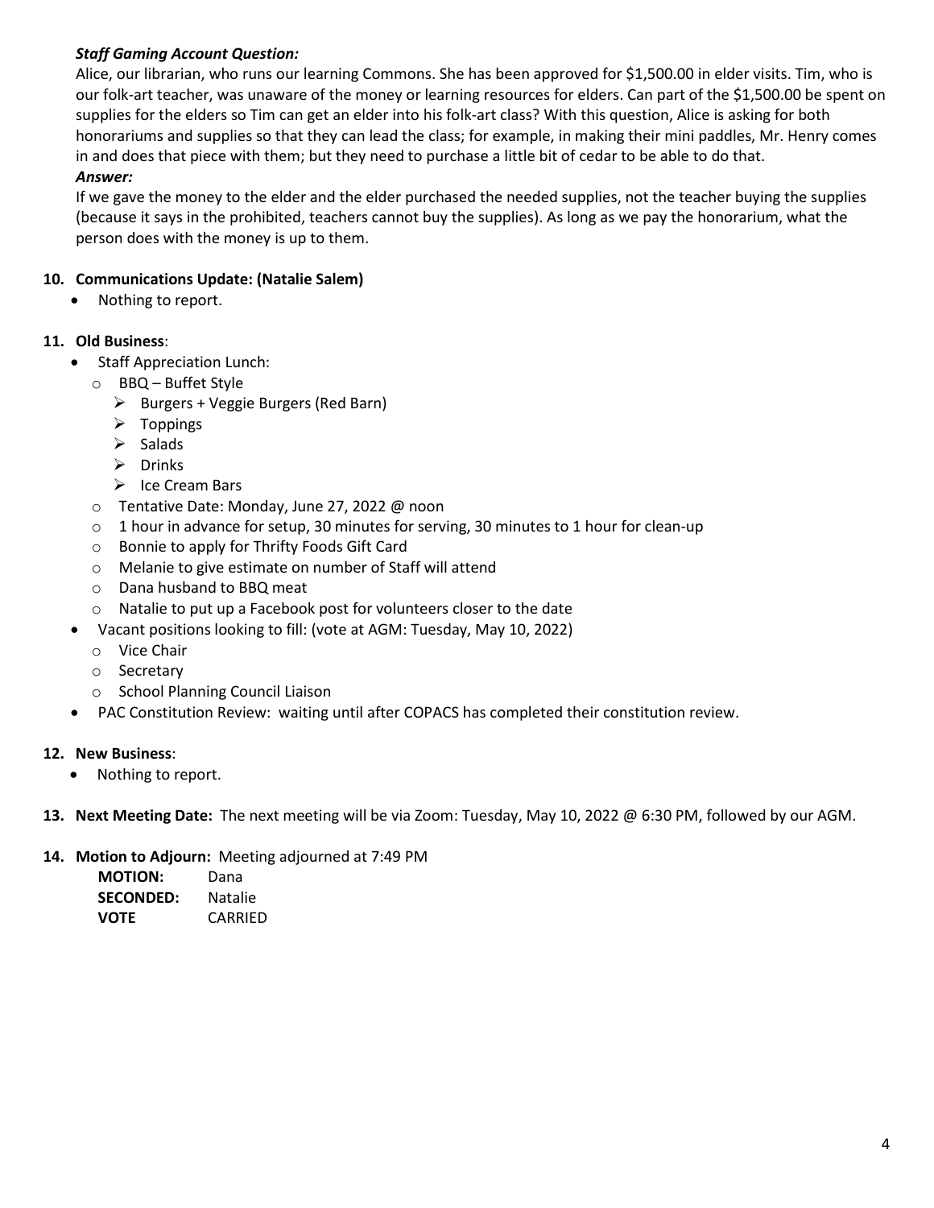***Staff Gaming Account Question:***

Alice, our librarian, who runs our learning Commons. She has been approved for $1,500.00 in elder visits. Tim, who is our folk-art teacher, was unaware of the money or learning resources for elders. Can part of the $1,500.00 be spent on supplies for the elders so Tim can get an elder into his folk-art class? With this question, Alice is asking for both honorariums and supplies so that they can lead the class; for example, in making their mini paddles, Mr. Henry comes in and does that piece with them; but they need to purchase a little bit of cedar to be able to do that.

***Answer:***

If we gave the money to the elder and the elder purchased the needed supplies, not the teacher buying the supplies (because it says in the prohibited, teachers cannot buy the supplies). As long as we pay the honorarium, what the person does with the money is up to them.

**10. Communications Update: (Natalie Salem)**

- Nothing to report.

**11. Old Business**:

- Staff Appreciation Lunch:
  - BBQ – Buffet Style
    - Burgers + Veggie Burgers (Red Barn)
    - Toppings
    - Salads
    - Drinks
    - Ice Cream Bars
  - Tentative Date: Monday, June 27, 2022 @ noon
  - 1 hour in advance for setup, 30 minutes for serving, 30 minutes to 1 hour for clean-up
  - Bonnie to apply for Thrifty Foods Gift Card
  - Melanie to give estimate on number of Staff will attend
  - Dana husband to BBQ meat
  - Natalie to put up a Facebook post for volunteers closer to the date
- Vacant positions looking to fill: (vote at AGM: Tuesday, May 10, 2022)
  - Vice Chair
  - Secretary
  - School Planning Council Liaison
- PAC Constitution Review: waiting until after COPACS has completed their constitution review.

**12. New Business**:

- Nothing to report.

**13. Next Meeting Date:** The next meeting will be via Zoom: Tuesday, May 10, 2022 @ 6:30 PM, followed by our AGM.

**14. Motion to Adjourn:** Meeting adjourned at 7:49 PM

| | |
|---|---|
| **MOTION:** | Dana |
| **SECONDED:** | Natalie |
| **VOTE** | CARRIED |